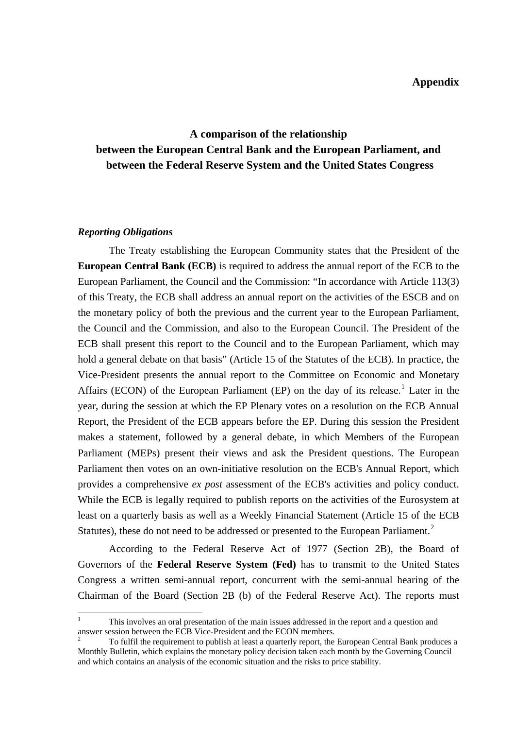**Appendix**

# A comparison of the relationship between the European Central Bank and the European Parliament, and between the Federal Reserve System and the United States Congress

### *Reporting Obligations*

The Treaty establishing the European Community states that the President of the **European Central Bank (ECB)** is required to address the annual report of the ECB to the European Parliament, the Council and the Commission: "In accordance with Article 113(3) of this Treaty, the ECB shall address an annual report on the activities of the ESCB and on the monetary policy of both the previous and the current year to the European Parliament, the Council and the Commission, and also to the European Council. The President of the ECB shall present this report to the Council and to the European Parliament, which may hold a general debate on that basis" (Article 15 of the Statutes of the ECB). In practice, the Vice-President presents the annual report to the Committee on Economic and Monetary Affairs (ECON) of the European Parliament (EP) on the day of its release.[1] Later in the year, during the session at which the EP Plenary votes on a resolution on the ECB Annual Report, the President of the ECB appears before the EP. During this session the President makes a statement, followed by a general debate, in which Members of the European Parliament (MEPs) present their views and ask the President questions. The European Parliament then votes on an own-initiative resolution on the ECB's Annual Report, which provides a comprehensive *ex post* assessment of the ECB's activities and policy conduct. While the ECB is legally required to publish reports on the activities of the Eurosystem at least on a quarterly basis as well as a Weekly Financial Statement (Article 15 of the ECB Statutes), these do not need to be addressed or presented to the European Parliament.[2]

According to the Federal Reserve Act of 1977 (Section 2B), the Board of Governors of the **Federal Reserve System (Fed)** has to transmit to the United States Congress a written semi-annual report, concurrent with the semi-annual hearing of the Chairman of the Board (Section 2B (b) of the Federal Reserve Act). The reports must

---

[1] This involves an oral presentation of the main issues addressed in the report and a question and answer session between the ECB Vice-President and the ECON members.

[2] To fulfil the requirement to publish at least a quarterly report, the European Central Bank produces a Monthly Bulletin, which explains the monetary policy decision taken each month by the Governing Council and which contains an analysis of the economic situation and the risks to price stability.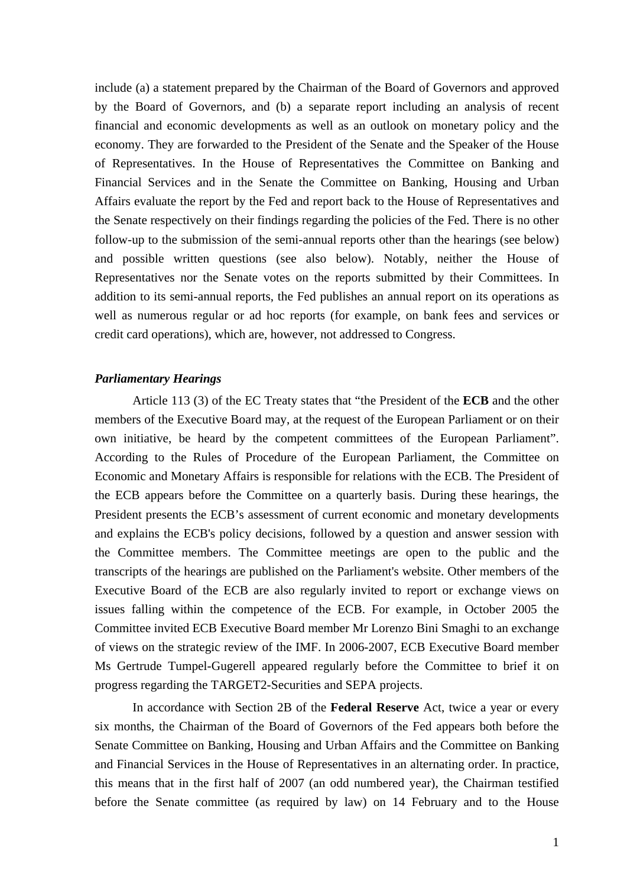include (a) a statement prepared by the Chairman of the Board of Governors and approved by the Board of Governors, and (b) a separate report including an analysis of recent financial and economic developments as well as an outlook on monetary policy and the economy. They are forwarded to the President of the Senate and the Speaker of the House of Representatives. In the House of Representatives the Committee on Banking and Financial Services and in the Senate the Committee on Banking, Housing and Urban Affairs evaluate the report by the Fed and report back to the House of Representatives and the Senate respectively on their findings regarding the policies of the Fed. There is no other follow-up to the submission of the semi-annual reports other than the hearings (see below) and possible written questions (see also below). Notably, neither the House of Representatives nor the Senate votes on the reports submitted by their Committees. In addition to its semi-annual reports, the Fed publishes an annual report on its operations as well as numerous regular or ad hoc reports (for example, on bank fees and services or credit card operations), which are, however, not addressed to Congress.

***Parliamentary Hearings***

Article 113 (3) of the EC Treaty states that "the President of the **ECB** and the other members of the Executive Board may, at the request of the European Parliament or on their own initiative, be heard by the competent committees of the European Parliament". According to the Rules of Procedure of the European Parliament, the Committee on Economic and Monetary Affairs is responsible for relations with the ECB. The President of the ECB appears before the Committee on a quarterly basis. During these hearings, the President presents the ECB's assessment of current economic and monetary developments and explains the ECB's policy decisions, followed by a question and answer session with the Committee members. The Committee meetings are open to the public and the transcripts of the hearings are published on the Parliament's website. Other members of the Executive Board of the ECB are also regularly invited to report or exchange views on issues falling within the competence of the ECB. For example, in October 2005 the Committee invited ECB Executive Board member Mr Lorenzo Bini Smaghi to an exchange of views on the strategic review of the IMF. In 2006-2007, ECB Executive Board member Ms Gertrude Tumpel-Gugerell appeared regularly before the Committee to brief it on progress regarding the TARGET2-Securities and SEPA projects.

In accordance with Section 2B of the **Federal Reserve** Act, twice a year or every six months, the Chairman of the Board of Governors of the Fed appears both before the Senate Committee on Banking, Housing and Urban Affairs and the Committee on Banking and Financial Services in the House of Representatives in an alternating order. In practice, this means that in the first half of 2007 (an odd numbered year), the Chairman testified before the Senate committee (as required by law) on 14 February and to the House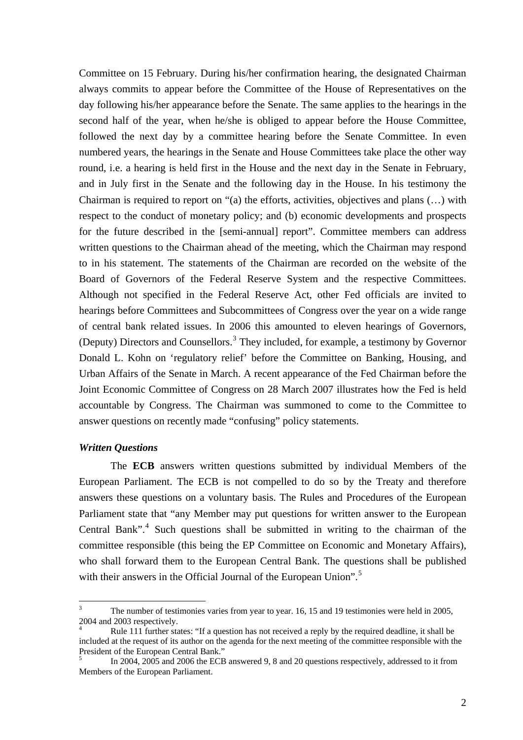Committee on 15 February. During his/her confirmation hearing, the designated Chairman always commits to appear before the Committee of the House of Representatives on the day following his/her appearance before the Senate. The same applies to the hearings in the second half of the year, when he/she is obliged to appear before the House Committee, followed the next day by a committee hearing before the Senate Committee. In even numbered years, the hearings in the Senate and House Committees take place the other way round, i.e. a hearing is held first in the House and the next day in the Senate in February, and in July first in the Senate and the following day in the House. In his testimony the Chairman is required to report on "(a) the efforts, activities, objectives and plans (…) with respect to the conduct of monetary policy; and (b) economic developments and prospects for the future described in the [semi-annual] report". Committee members can address written questions to the Chairman ahead of the meeting, which the Chairman may respond to in his statement. The statements of the Chairman are recorded on the website of the Board of Governors of the Federal Reserve System and the respective Committees. Although not specified in the Federal Reserve Act, other Fed officials are invited to hearings before Committees and Subcommittees of Congress over the year on a wide range of central bank related issues. In 2006 this amounted to eleven hearings of Governors, (Deputy) Directors and Counsellors.[3] They included, for example, a testimony by Governor Donald L. Kohn on 'regulatory relief' before the Committee on Banking, Housing, and Urban Affairs of the Senate in March. A recent appearance of the Fed Chairman before the Joint Economic Committee of Congress on 28 March 2007 illustrates how the Fed is held accountable by Congress. The Chairman was summoned to come to the Committee to answer questions on recently made "confusing" policy statements.

### *Written Questions*

The **ECB** answers written questions submitted by individual Members of the European Parliament. The ECB is not compelled to do so by the Treaty and therefore answers these questions on a voluntary basis. The Rules and Procedures of the European Parliament state that "any Member may put questions for written answer to the European Central Bank".[4] Such questions shall be submitted in writing to the chairman of the committee responsible (this being the EP Committee on Economic and Monetary Affairs), who shall forward them to the European Central Bank. The questions shall be published with their answers in the Official Journal of the European Union".[5]

---

[3] The number of testimonies varies from year to year. 16, 15 and 19 testimonies were held in 2005, 2004 and 2003 respectively.

[4] Rule 111 further states: "If a question has not received a reply by the required deadline, it shall be included at the request of its author on the agenda for the next meeting of the committee responsible with the President of the European Central Bank."

[5] In 2004, 2005 and 2006 the ECB answered 9, 8 and 20 questions respectively, addressed to it from Members of the European Parliament.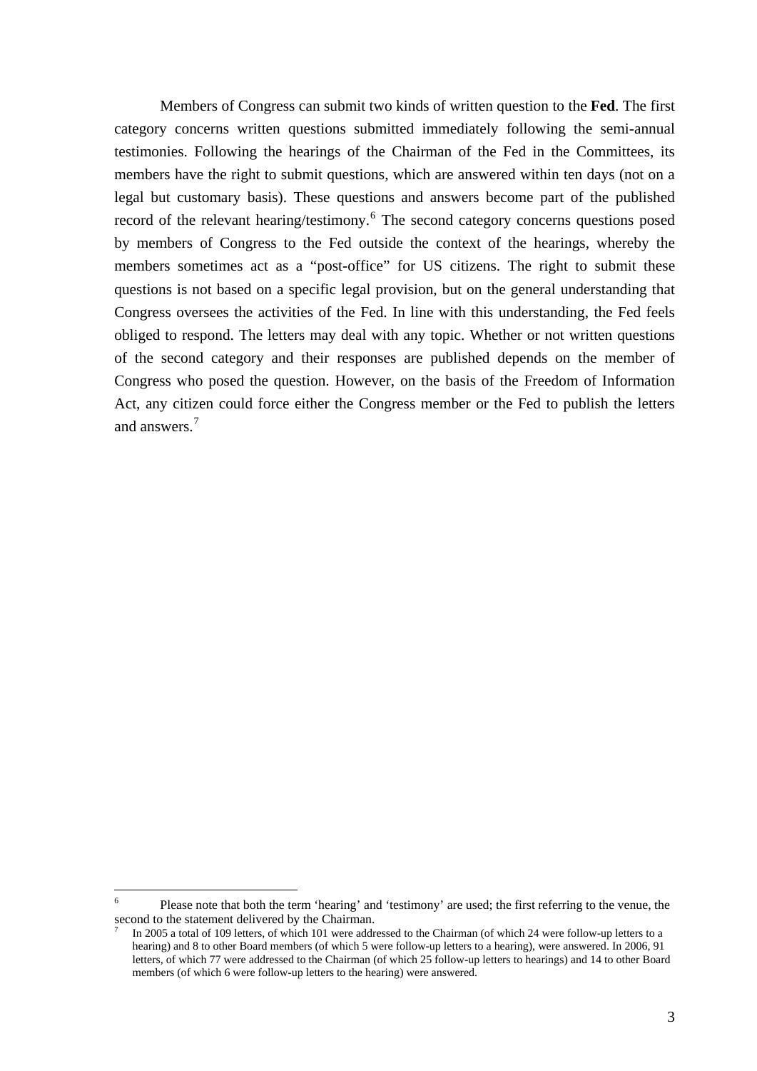Members of Congress can submit two kinds of written question to the **Fed**. The first category concerns written questions submitted immediately following the semi-annual testimonies. Following the hearings of the Chairman of the Fed in the Committees, its members have the right to submit questions, which are answered within ten days (not on a legal but customary basis). These questions and answers become part of the published record of the relevant hearing/testimony.[6] The second category concerns questions posed by members of Congress to the Fed outside the context of the hearings, whereby the members sometimes act as a "post-office" for US citizens. The right to submit these questions is not based on a specific legal provision, but on the general understanding that Congress oversees the activities of the Fed. In line with this understanding, the Fed feels obliged to respond. The letters may deal with any topic. Whether or not written questions of the second category and their responses are published depends on the member of Congress who posed the question. However, on the basis of the Freedom of Information Act, any citizen could force either the Congress member or the Fed to publish the letters and answers.[7]

---

[6] Please note that both the term 'hearing' and 'testimony' are used; the first referring to the venue, the second to the statement delivered by the Chairman.

[7] In 2005 a total of 109 letters, of which 101 were addressed to the Chairman (of which 24 were follow-up letters to a hearing) and 8 to other Board members (of which 5 were follow-up letters to a hearing), were answered. In 2006, 91 letters, of which 77 were addressed to the Chairman (of which 25 follow-up letters to hearings) and 14 to other Board members (of which 6 were follow-up letters to the hearing) were answered.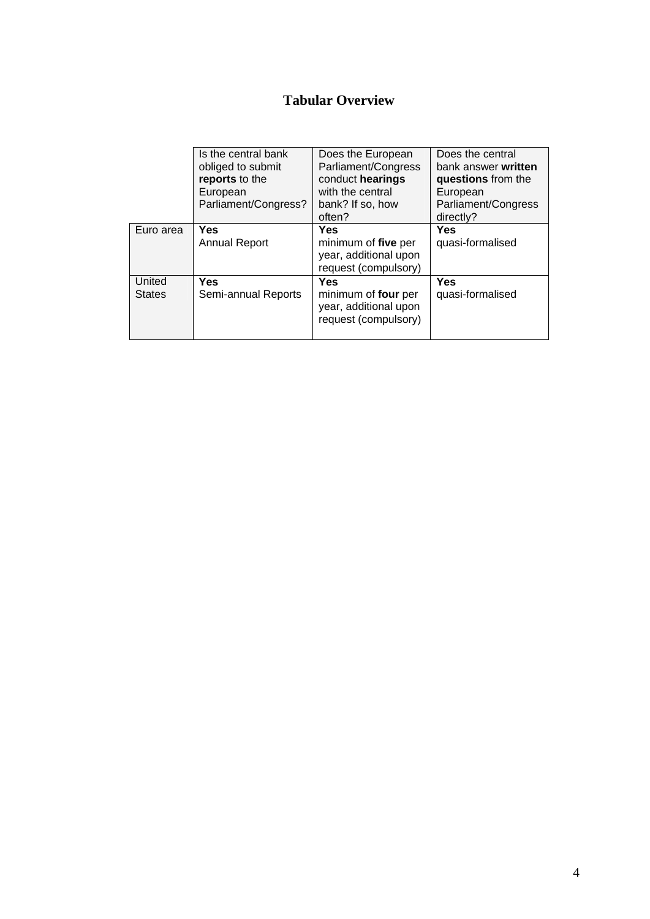# Tabular Overview

| | Is the central bank obliged to submit **reports** to the European Parliament/Congress? | Does the European Parliament/Congress conduct **hearings** with the central bank? If so, how often? | Does the central bank answer **written questions** from the European Parliament/Congress directly? |
|---|---|---|---|
| Euro area | **Yes** Annual Report | **Yes** minimum of **five** per year, additional upon request (compulsory) | **Yes** quasi-formalised |
| United States | **Yes** Semi-annual Reports | **Yes** minimum of **four** per year, additional upon request (compulsory) | **Yes** quasi-formalised |